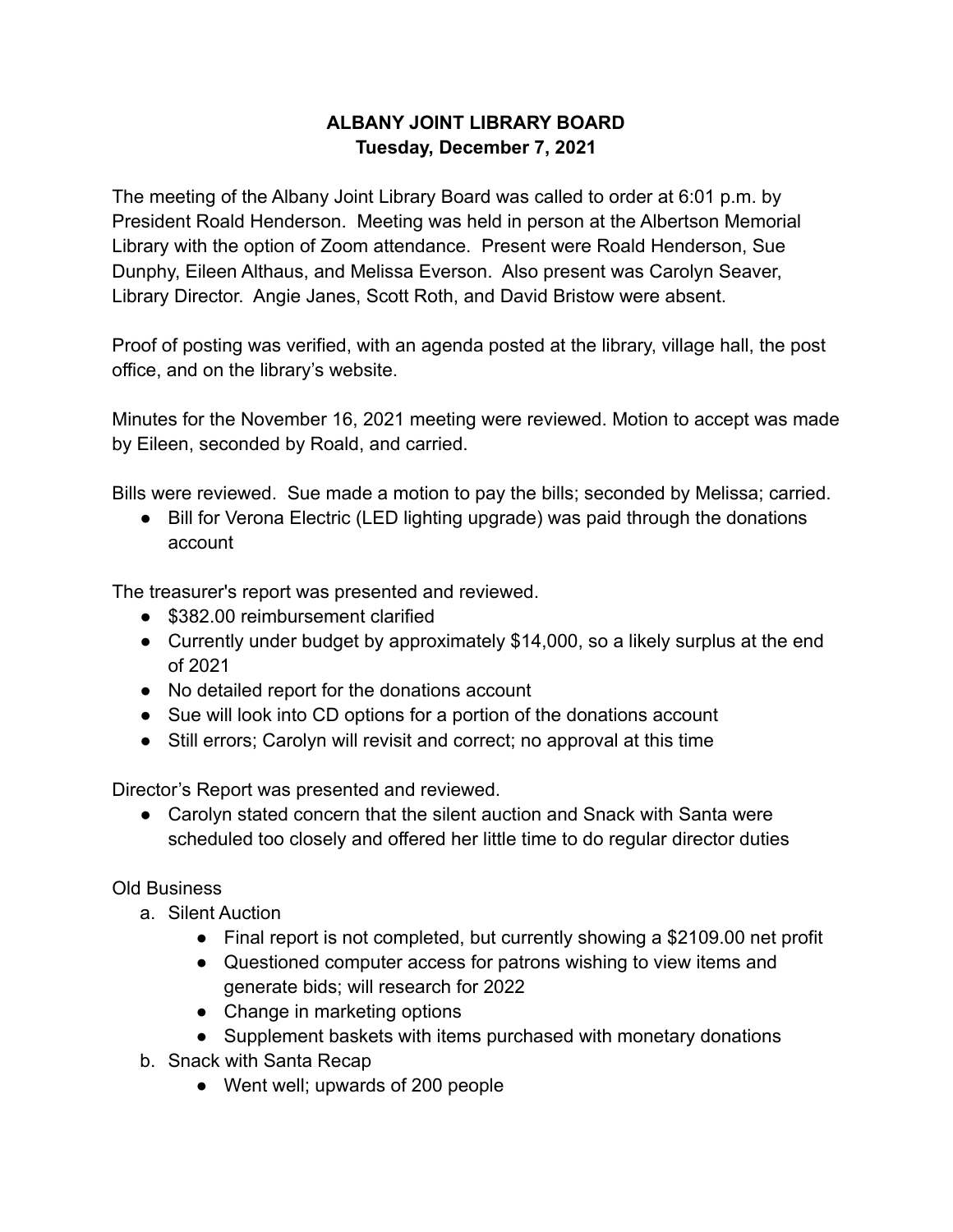# ALBANY JOINT LIBRARY BOARD
## Tuesday, December 7, 2021

The meeting of the Albany Joint Library Board was called to order at 6:01 p.m. by President Roald Henderson. Meeting was held in person at the Albertson Memorial Library with the option of Zoom attendance. Present were Roald Henderson, Sue Dunphy, Eileen Althaus, and Melissa Everson. Also present was Carolyn Seaver, Library Director. Angie Janes, Scott Roth, and David Bristow were absent.

Proof of posting was verified, with an agenda posted at the library, village hall, the post office, and on the library's website.

Minutes for the November 16, 2021 meeting were reviewed. Motion to accept was made by Eileen, seconded by Roald, and carried.

Bills were reviewed. Sue made a motion to pay the bills; seconded by Melissa; carried.

- Bill for Verona Electric (LED lighting upgrade) was paid through the donations account

The treasurer's report was presented and reviewed.

- $382.00 reimbursement clarified
- Currently under budget by approximately $14,000, so a likely surplus at the end of 2021
- No detailed report for the donations account
- Sue will look into CD options for a portion of the donations account
- Still errors; Carolyn will revisit and correct; no approval at this time

Director's Report was presented and reviewed.

- Carolyn stated concern that the silent auction and Snack with Santa were scheduled too closely and offered her little time to do regular director duties

Old Business

a. Silent Auction
    - Final report is not completed, but currently showing a $2109.00 net profit
    - Questioned computer access for patrons wishing to view items and generate bids; will research for 2022
    - Change in marketing options
    - Supplement baskets with items purchased with monetary donations

b. Snack with Santa Recap
    - Went well; upwards of 200 people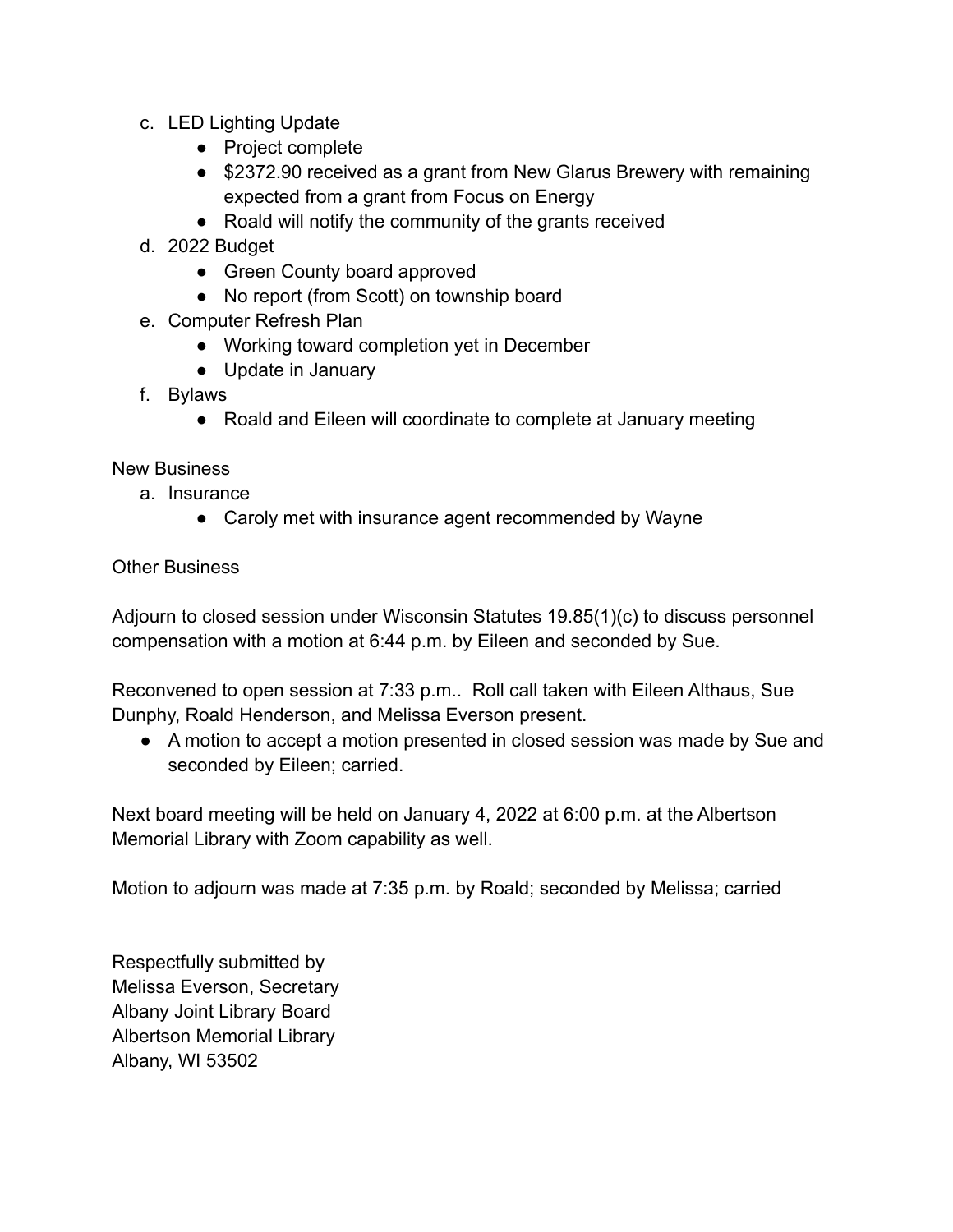c. LED Lighting Update
    - Project complete
    - $2372.90 received as a grant from New Glarus Brewery with remaining expected from a grant from Focus on Energy
    - Roald will notify the community of the grants received
d. 2022 Budget
    - Green County board approved
    - No report (from Scott) on township board
e. Computer Refresh Plan
    - Working toward completion yet in December
    - Update in January
f. Bylaws
    - Roald and Eileen will coordinate to complete at January meeting

New Business

a. Insurance
    - Caroly met with insurance agent recommended by Wayne

Other Business

Adjourn to closed session under Wisconsin Statutes 19.85(1)(c) to discuss personnel compensation with a motion at 6:44 p.m. by Eileen and seconded by Sue.

Reconvened to open session at 7:33 p.m.. Roll call taken with Eileen Althaus, Sue Dunphy, Roald Henderson, and Melissa Everson present.

- A motion to accept a motion presented in closed session was made by Sue and seconded by Eileen; carried.

Next board meeting will be held on January 4, 2022 at 6:00 p.m. at the Albertson Memorial Library with Zoom capability as well.

Motion to adjourn was made at 7:35 p.m. by Roald; seconded by Melissa; carried

Respectfully submitted by
Melissa Everson, Secretary
Albany Joint Library Board
Albertson Memorial Library
Albany, WI 53502